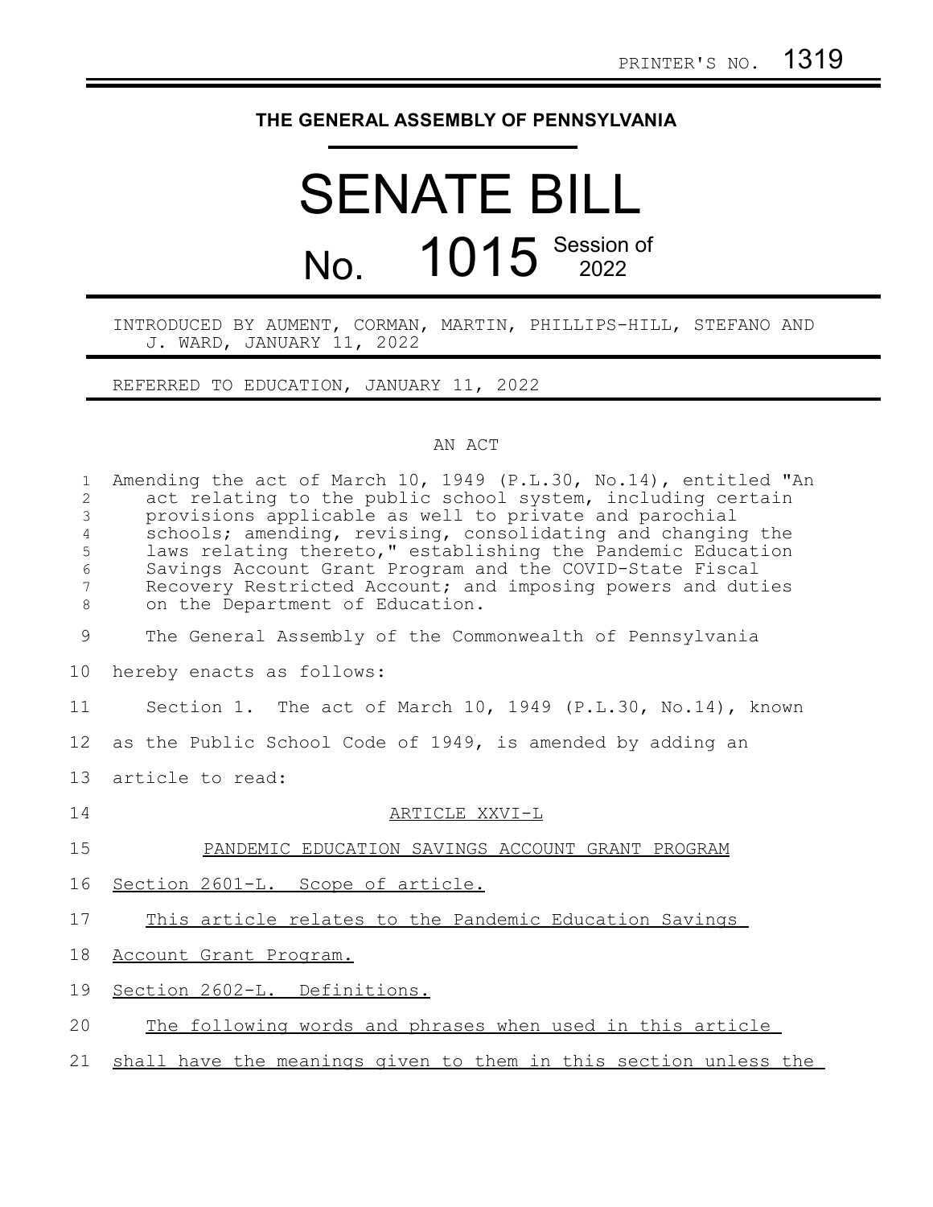PRINTER'S NO. 1319

# THE GENERAL ASSEMBLY OF PENNSYLVANIA

# SENATE BILL

# No. 1015 Session of 2022

INTRODUCED BY AUMENT, CORMAN, MARTIN, PHILLIPS-HILL, STEFANO AND J. WARD, JANUARY 11, 2022

REFERRED TO EDUCATION, JANUARY 11, 2022

AN ACT

Amending the act of March 10, 1949 (P.L.30, No.14), entitled "An act relating to the public school system, including certain provisions applicable as well to private and parochial schools; amending, revising, consolidating and changing the laws relating thereto," establishing the Pandemic Education Savings Account Grant Program and the COVID-State Fiscal Recovery Restricted Account; and imposing powers and duties on the Department of Education.

The General Assembly of the Commonwealth of Pennsylvania hereby enacts as follows:

Section 1. The act of March 10, 1949 (P.L.30, No.14), known as the Public School Code of 1949, is amended by adding an article to read:

ARTICLE XXVI-L

PANDEMIC EDUCATION SAVINGS ACCOUNT GRANT PROGRAM

Section 2601-L. Scope of article.

This article relates to the Pandemic Education Savings Account Grant Program.

Section 2602-L. Definitions.

The following words and phrases when used in this article shall have the meanings given to them in this section unless the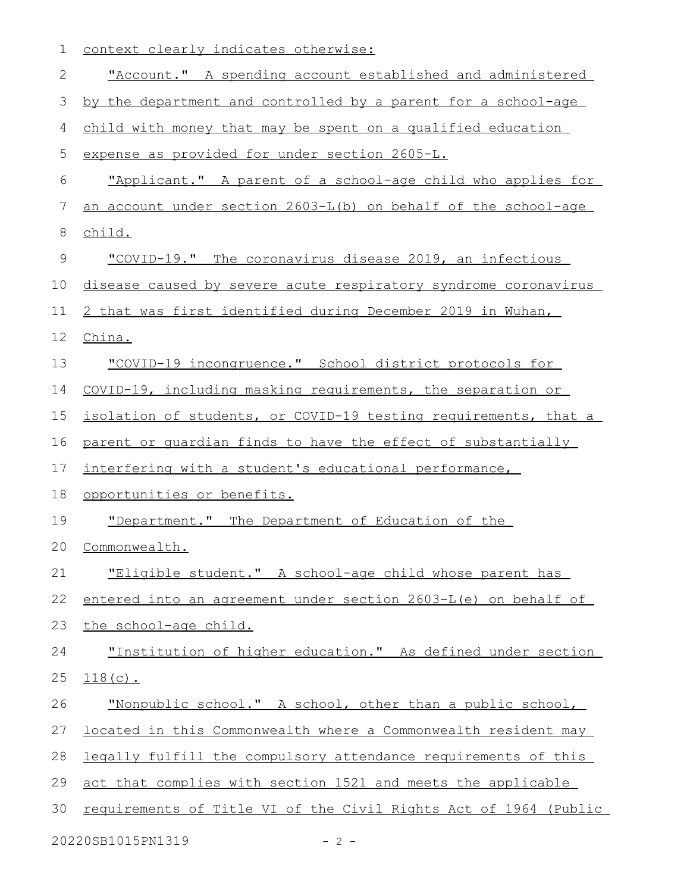context clearly indicates otherwise:

"Account." A spending account established and administered by the department and controlled by a parent for a school-age child with money that may be spent on a qualified education expense as provided for under section 2605-L.

"Applicant." A parent of a school-age child who applies for an account under section 2603-L(b) on behalf of the school-age child.

"COVID-19." The coronavirus disease 2019, an infectious disease caused by severe acute respiratory syndrome coronavirus 2 that was first identified during December 2019 in Wuhan, China.

"COVID-19 incongruence." School district protocols for COVID-19, including masking requirements, the separation or isolation of students, or COVID-19 testing requirements, that a parent or guardian finds to have the effect of substantially interfering with a student's educational performance, opportunities or benefits.

"Department." The Department of Education of the Commonwealth.

"Eligible student." A school-age child whose parent has entered into an agreement under section 2603-L(e) on behalf of the school-age child.

"Institution of higher education." As defined under section 118(c).

"Nonpublic school." A school, other than a public school, located in this Commonwealth where a Commonwealth resident may legally fulfill the compulsory attendance requirements of this act that complies with section 1521 and meets the applicable requirements of Title VI of the Civil Rights Act of 1964 (Public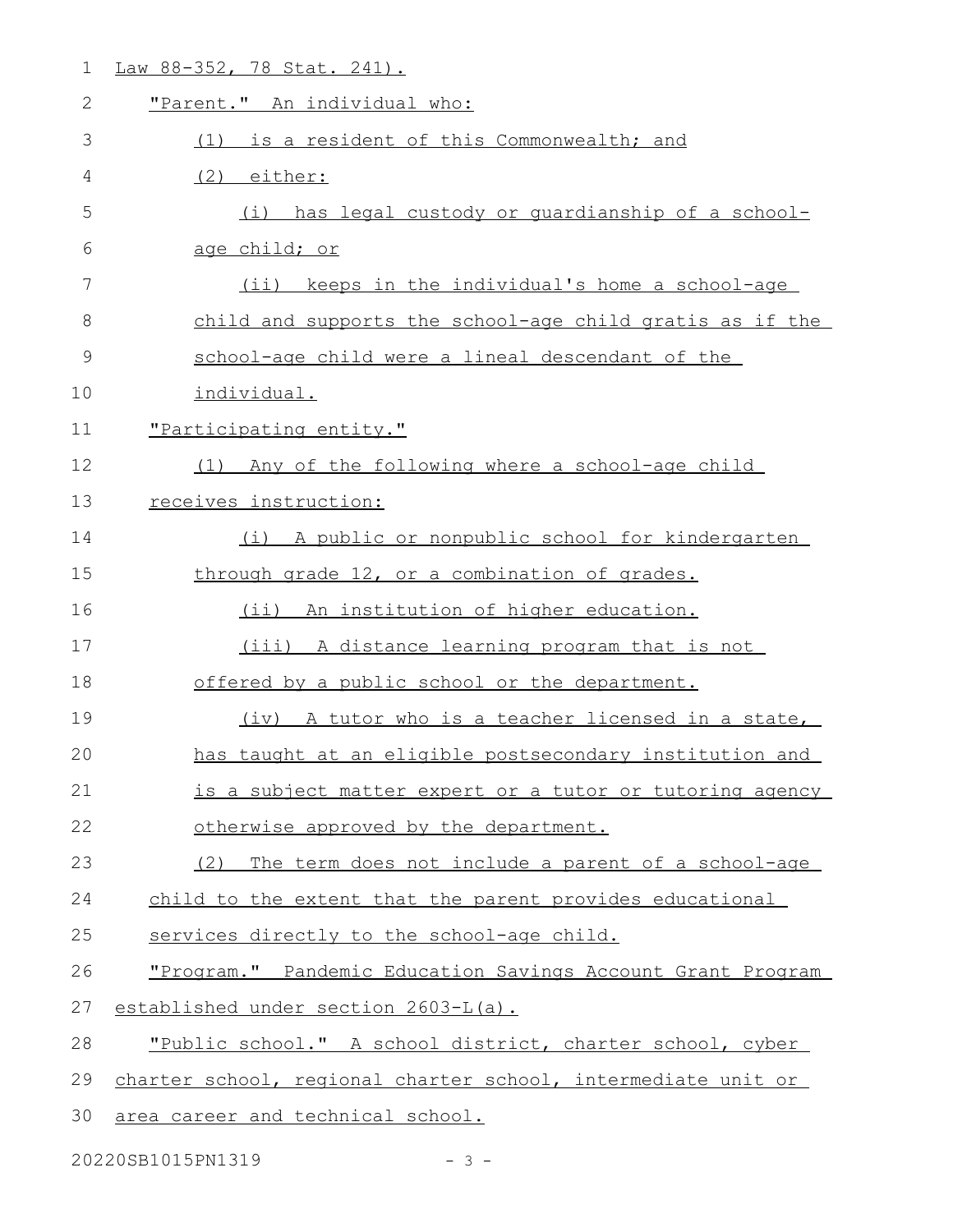Law 88-352, 78 Stat. 241).

"Parent." An individual who:

(1) is a resident of this Commonwealth; and

(2) either:

(i) has legal custody or guardianship of a school-age child; or

(ii) keeps in the individual's home a school-age child and supports the school-age child gratis as if the school-age child were a lineal descendant of the individual.

"Participating entity."

(1) Any of the following where a school-age child receives instruction:

(i) A public or nonpublic school for kindergarten through grade 12, or a combination of grades.

(ii) An institution of higher education.

(iii) A distance learning program that is not offered by a public school or the department.

(iv) A tutor who is a teacher licensed in a state, has taught at an eligible postsecondary institution and is a subject matter expert or a tutor or tutoring agency otherwise approved by the department.

(2) The term does not include a parent of a school-age child to the extent that the parent provides educational services directly to the school-age child.

"Program." Pandemic Education Savings Account Grant Program established under section 2603-L(a).

"Public school." A school district, charter school, cyber charter school, regional charter school, intermediate unit or area career and technical school.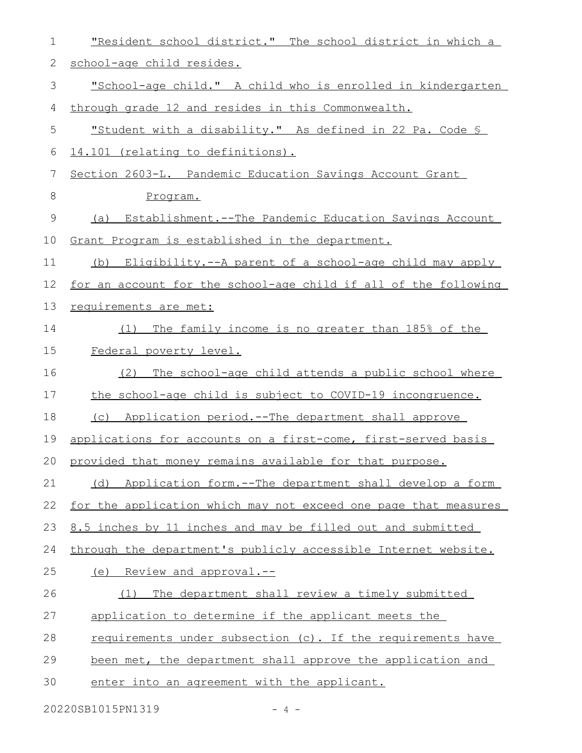"Resident school district." The school district in which a school-age child resides.

"School-age child." A child who is enrolled in kindergarten through grade 12 and resides in this Commonwealth.

"Student with a disability." As defined in 22 Pa. Code § 14.101 (relating to definitions).

Section 2603-L. Pandemic Education Savings Account Grant Program.

(a) Establishment.--The Pandemic Education Savings Account Grant Program is established in the department.

(b) Eligibility.--A parent of a school-age child may apply for an account for the school-age child if all of the following requirements are met:

(1) The family income is no greater than 185% of the Federal poverty level.

(2) The school-age child attends a public school where the school-age child is subject to COVID-19 incongruence.

(c) Application period.--The department shall approve applications for accounts on a first-come, first-served basis provided that money remains available for that purpose.

(d) Application form.--The department shall develop a form for the application which may not exceed one page that measures 8.5 inches by 11 inches and may be filled out and submitted through the department's publicly accessible Internet website.

(e) Review and approval.--

(1) The department shall review a timely submitted application to determine if the applicant meets the requirements under subsection (c). If the requirements have been met, the department shall approve the application and enter into an agreement with the applicant.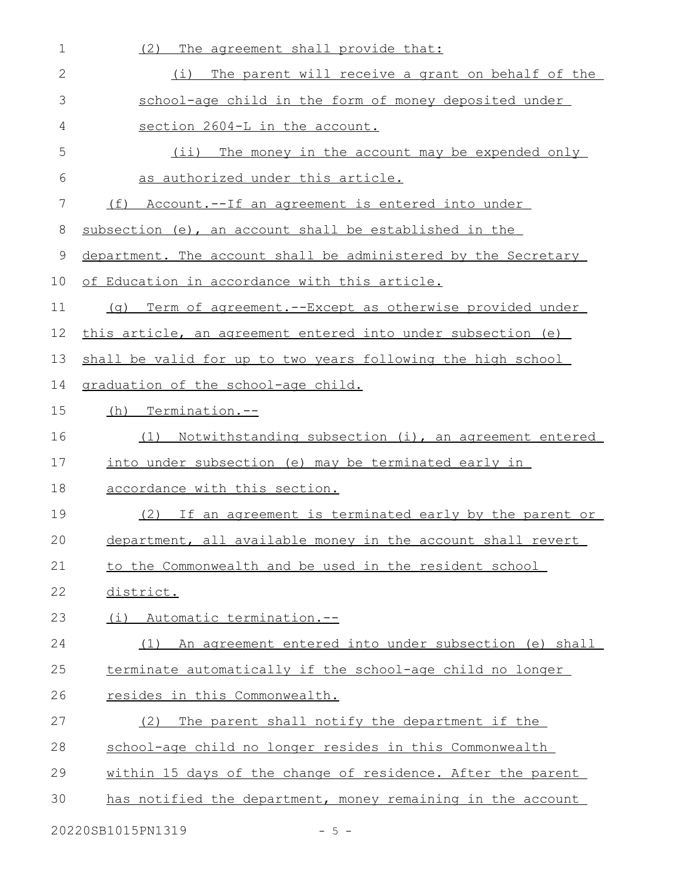(2) The agreement shall provide that:

(i) The parent will receive a grant on behalf of the school-age child in the form of money deposited under section 2604-L in the account.

(ii) The money in the account may be expended only as authorized under this article.

(f) Account.--If an agreement is entered into under subsection (e), an account shall be established in the department. The account shall be administered by the Secretary of Education in accordance with this article.

(g) Term of agreement.--Except as otherwise provided under this article, an agreement entered into under subsection (e) shall be valid for up to two years following the high school graduation of the school-age child.

(h) Termination.--

(1) Notwithstanding subsection (i), an agreement entered into under subsection (e) may be terminated early in accordance with this section.

(2) If an agreement is terminated early by the parent or department, all available money in the account shall revert to the Commonwealth and be used in the resident school district.

(i) Automatic termination.--

(1) An agreement entered into under subsection (e) shall terminate automatically if the school-age child no longer resides in this Commonwealth.

(2) The parent shall notify the department if the school-age child no longer resides in this Commonwealth within 15 days of the change of residence. After the parent has notified the department, money remaining in the account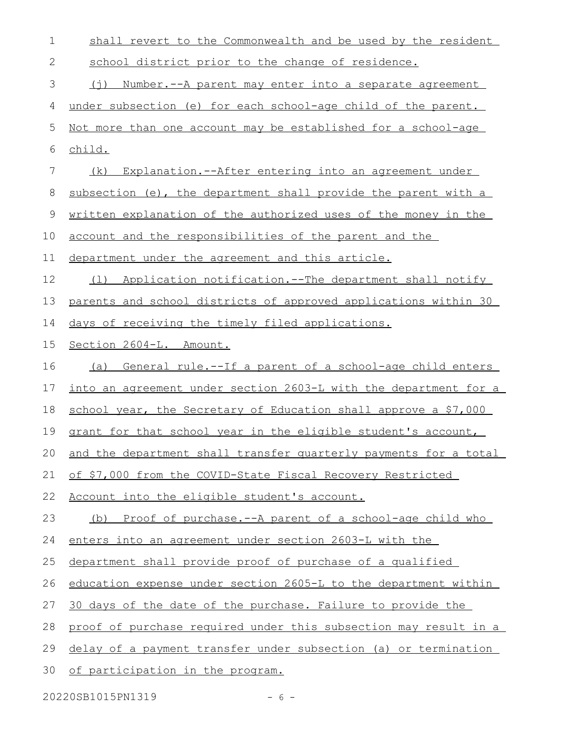shall revert to the Commonwealth and be used by the resident school district prior to the change of residence.

(j) Number.--A parent may enter into a separate agreement under subsection (e) for each school-age child of the parent. Not more than one account may be established for a school-age child.

(k) Explanation.--After entering into an agreement under subsection (e), the department shall provide the parent with a written explanation of the authorized uses of the money in the account and the responsibilities of the parent and the department under the agreement and this article.

(l) Application notification.--The department shall notify parents and school districts of approved applications within 30 days of receiving the timely filed applications.

Section 2604-L. Amount.

(a) General rule.--If a parent of a school-age child enters into an agreement under section 2603-L with the department for a school year, the Secretary of Education shall approve a $7,000 grant for that school year in the eligible student's account, and the department shall transfer quarterly payments for a total of $7,000 from the COVID-State Fiscal Recovery Restricted Account into the eligible student's account.

(b) Proof of purchase.--A parent of a school-age child who enters into an agreement under section 2603-L with the department shall provide proof of purchase of a qualified education expense under section 2605-L to the department within 30 days of the date of the purchase. Failure to provide the proof of purchase required under this subsection may result in a delay of a payment transfer under subsection (a) or termination of participation in the program.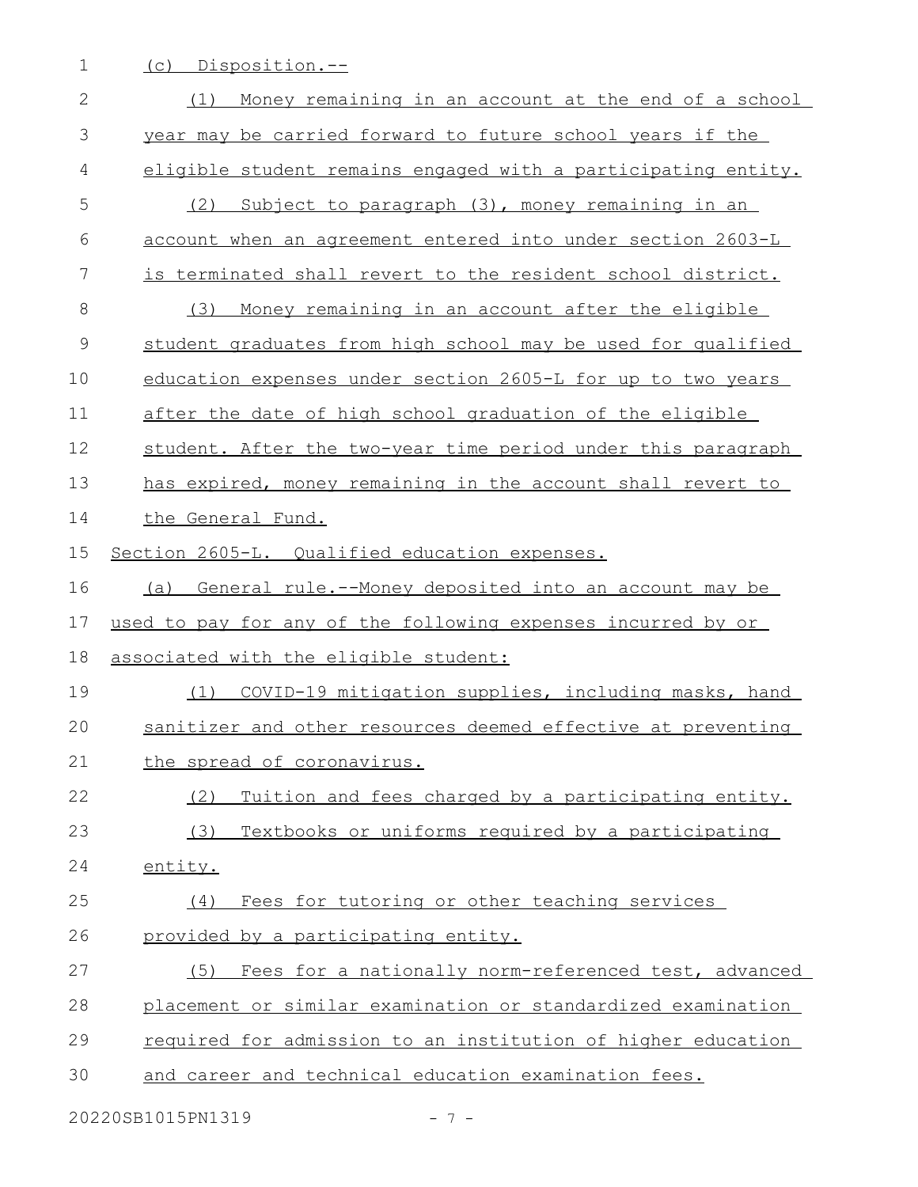(c) Disposition.--

(1) Money remaining in an account at the end of a school year may be carried forward to future school years if the eligible student remains engaged with a participating entity.

(2) Subject to paragraph (3), money remaining in an account when an agreement entered into under section 2603-L is terminated shall revert to the resident school district.

(3) Money remaining in an account after the eligible student graduates from high school may be used for qualified education expenses under section 2605-L for up to two years after the date of high school graduation of the eligible student. After the two-year time period under this paragraph has expired, money remaining in the account shall revert to the General Fund.

Section 2605-L. Qualified education expenses.

(a) General rule.--Money deposited into an account may be used to pay for any of the following expenses incurred by or associated with the eligible student:

(1) COVID-19 mitigation supplies, including masks, hand sanitizer and other resources deemed effective at preventing the spread of coronavirus.

(2) Tuition and fees charged by a participating entity.

(3) Textbooks or uniforms required by a participating entity.

(4) Fees for tutoring or other teaching services provided by a participating entity.

(5) Fees for a nationally norm-referenced test, advanced placement or similar examination or standardized examination required for admission to an institution of higher education and career and technical education examination fees.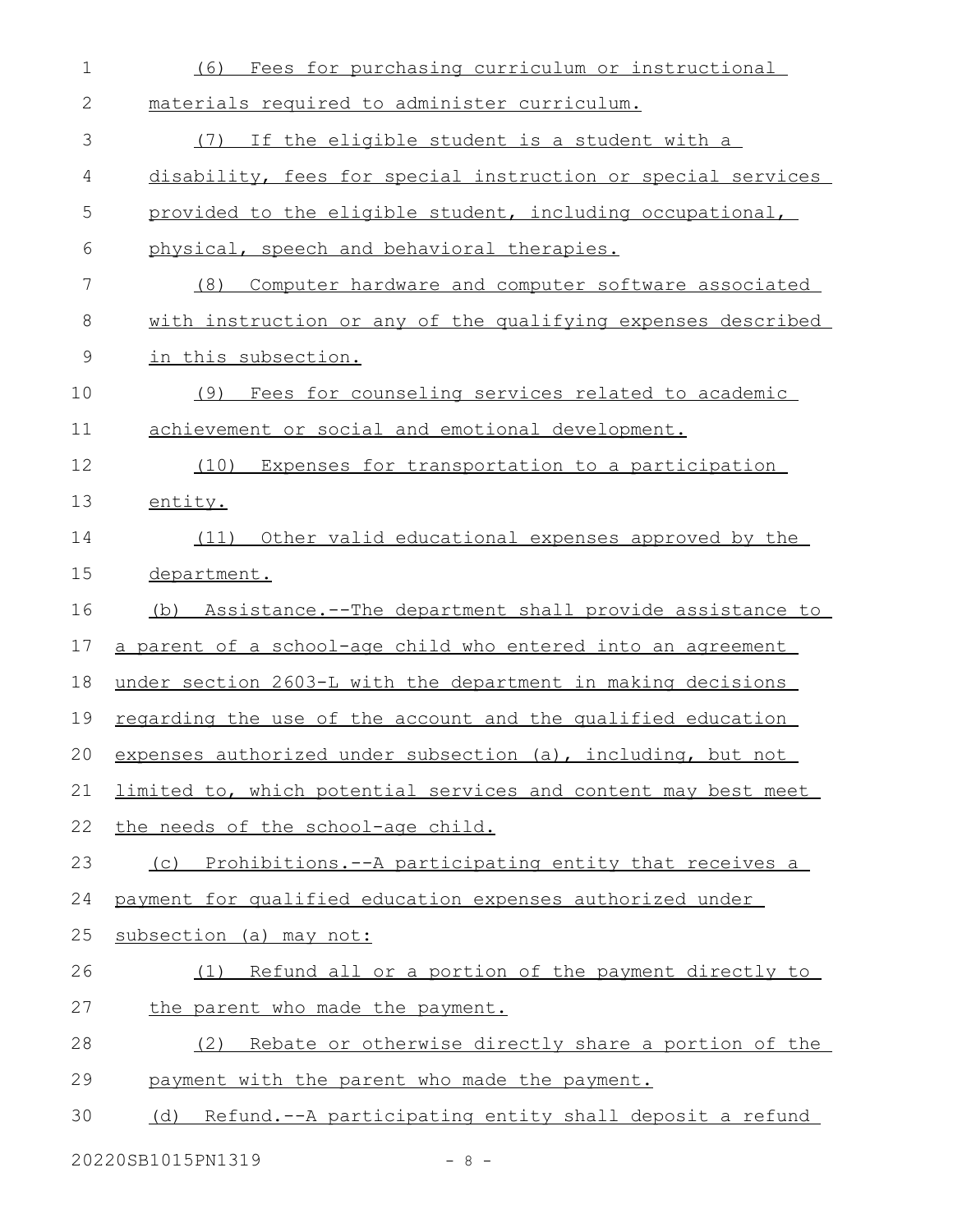(6) Fees for purchasing curriculum or instructional materials required to administer curriculum.

(7) If the eligible student is a student with a disability, fees for special instruction or special services provided to the eligible student, including occupational, physical, speech and behavioral therapies.

(8) Computer hardware and computer software associated with instruction or any of the qualifying expenses described in this subsection.

(9) Fees for counseling services related to academic achievement or social and emotional development.

(10) Expenses for transportation to a participation entity.

(11) Other valid educational expenses approved by the department.

(b) Assistance.--The department shall provide assistance to a parent of a school-age child who entered into an agreement under section 2603-L with the department in making decisions regarding the use of the account and the qualified education expenses authorized under subsection (a), including, but not limited to, which potential services and content may best meet the needs of the school-age child.

(c) Prohibitions.--A participating entity that receives a payment for qualified education expenses authorized under subsection (a) may not:

(1) Refund all or a portion of the payment directly to the parent who made the payment.

(2) Rebate or otherwise directly share a portion of the payment with the parent who made the payment.

(d) Refund.--A participating entity shall deposit a refund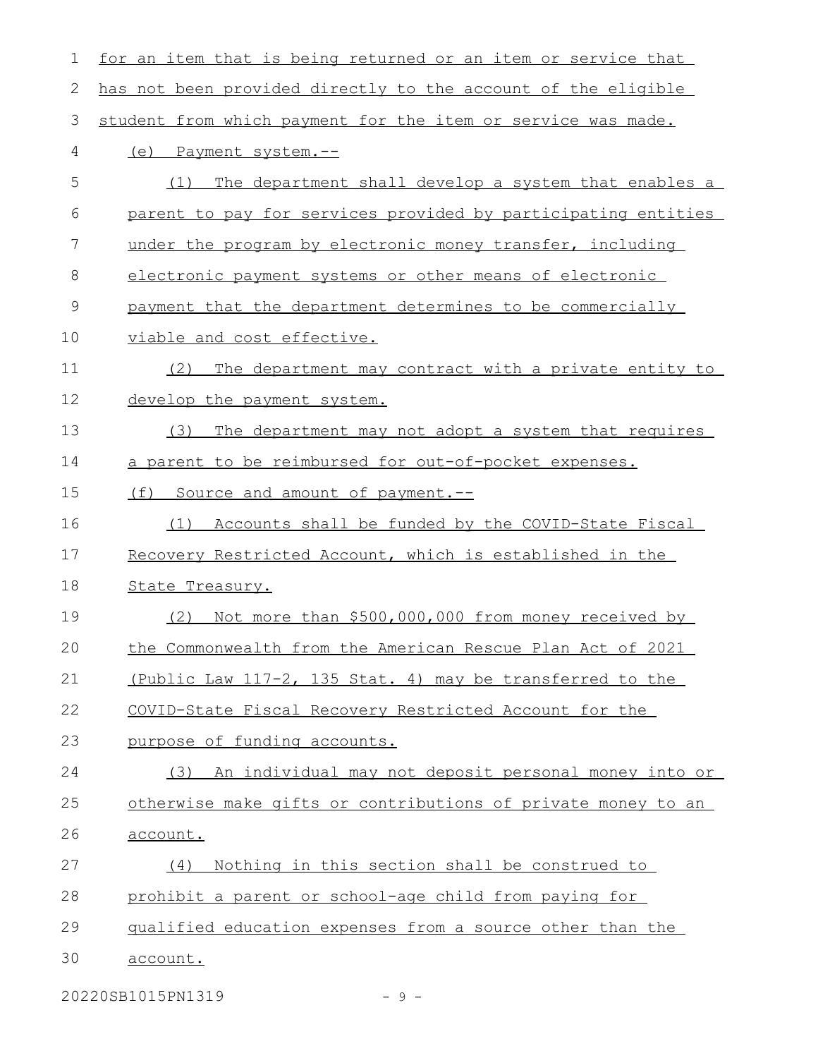for an item that is being returned or an item or service that has not been provided directly to the account of the eligible student from which payment for the item or service was made.

(e) Payment system.--

(1) The department shall develop a system that enables a parent to pay for services provided by participating entities under the program by electronic money transfer, including electronic payment systems or other means of electronic payment that the department determines to be commercially viable and cost effective.

(2) The department may contract with a private entity to develop the payment system.

(3) The department may not adopt a system that requires a parent to be reimbursed for out-of-pocket expenses.

(f) Source and amount of payment.--

(1) Accounts shall be funded by the COVID-State Fiscal Recovery Restricted Account, which is established in the State Treasury.

(2) Not more than $500,000,000 from money received by the Commonwealth from the American Rescue Plan Act of 2021 (Public Law 117-2, 135 Stat. 4) may be transferred to the COVID-State Fiscal Recovery Restricted Account for the purpose of funding accounts.

(3) An individual may not deposit personal money into or otherwise make gifts or contributions of private money to an account.

(4) Nothing in this section shall be construed to prohibit a parent or school-age child from paying for qualified education expenses from a source other than the account.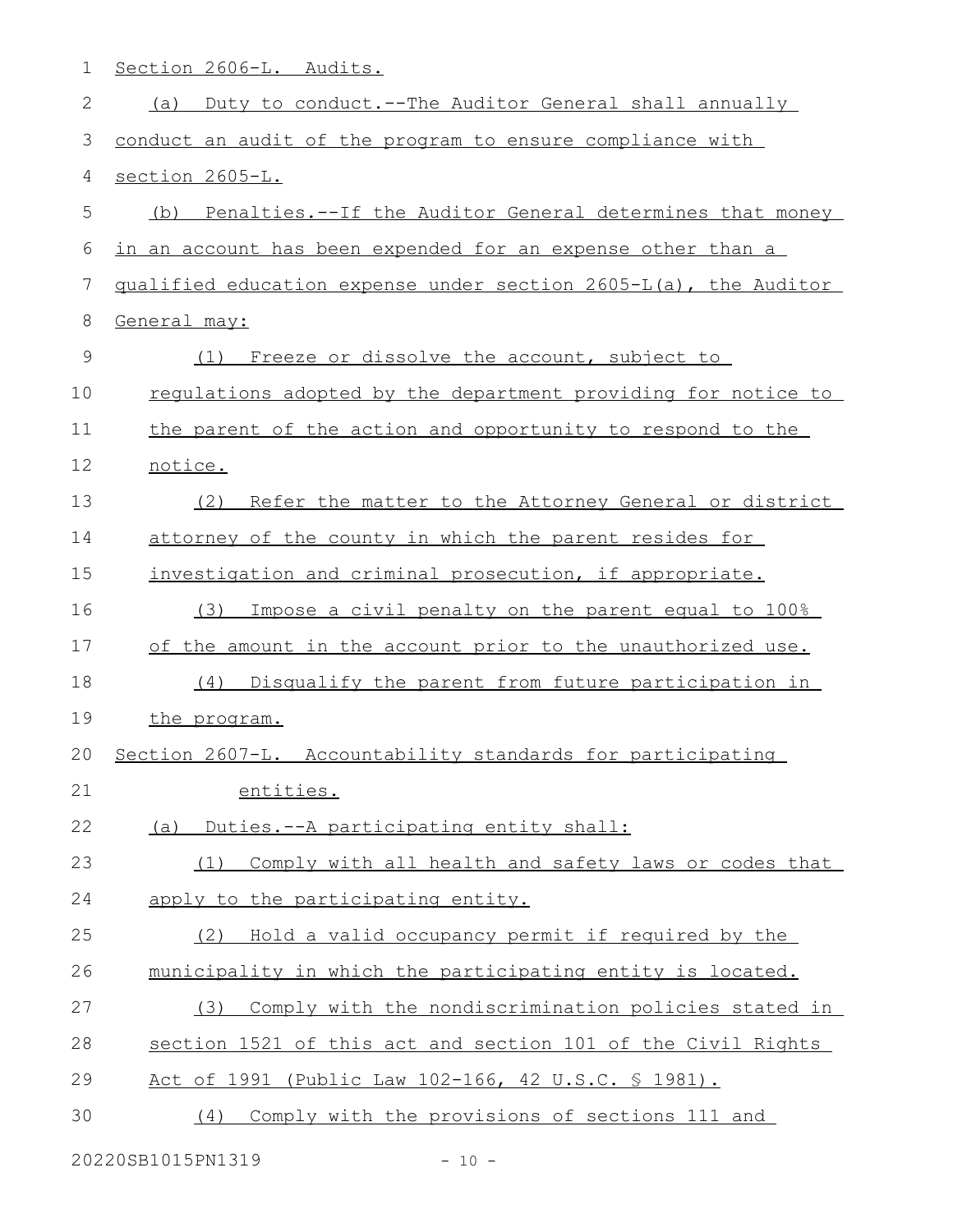Section 2606-L. Audits.

(a) Duty to conduct.--The Auditor General shall annually conduct an audit of the program to ensure compliance with section 2605-L.

(b) Penalties.--If the Auditor General determines that money in an account has been expended for an expense other than a qualified education expense under section 2605-L(a), the Auditor General may:

(1) Freeze or dissolve the account, subject to regulations adopted by the department providing for notice to the parent of the action and opportunity to respond to the notice.

(2) Refer the matter to the Attorney General or district attorney of the county in which the parent resides for investigation and criminal prosecution, if appropriate.

(3) Impose a civil penalty on the parent equal to 100% of the amount in the account prior to the unauthorized use.

(4) Disqualify the parent from future participation in the program.

Section 2607-L. Accountability standards for participating entities.

(a) Duties.--A participating entity shall:

(1) Comply with all health and safety laws or codes that apply to the participating entity.

(2) Hold a valid occupancy permit if required by the municipality in which the participating entity is located.

(3) Comply with the nondiscrimination policies stated in section 1521 of this act and section 101 of the Civil Rights Act of 1991 (Public Law 102-166, 42 U.S.C. § 1981).

(4) Comply with the provisions of sections 111 and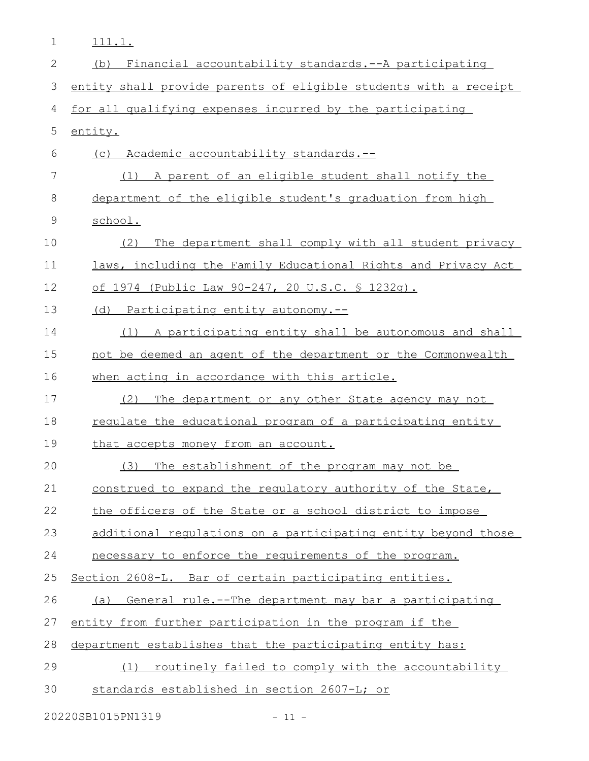111.1.

(b) Financial accountability standards.--A participating entity shall provide parents of eligible students with a receipt for all qualifying expenses incurred by the participating entity.

(c) Academic accountability standards.--

(1) A parent of an eligible student shall notify the department of the eligible student's graduation from high school.

(2) The department shall comply with all student privacy laws, including the Family Educational Rights and Privacy Act of 1974 (Public Law 90-247, 20 U.S.C. § 1232g).

(d) Participating entity autonomy.--

(1) A participating entity shall be autonomous and shall not be deemed an agent of the department or the Commonwealth when acting in accordance with this article.

(2) The department or any other State agency may not regulate the educational program of a participating entity that accepts money from an account.

(3) The establishment of the program may not be construed to expand the regulatory authority of the State, the officers of the State or a school district to impose additional regulations on a participating entity beyond those necessary to enforce the requirements of the program.

Section 2608-L. Bar of certain participating entities.

(a) General rule.--The department may bar a participating entity from further participation in the program if the department establishes that the participating entity has:

(1) routinely failed to comply with the accountability standards established in section 2607-L; or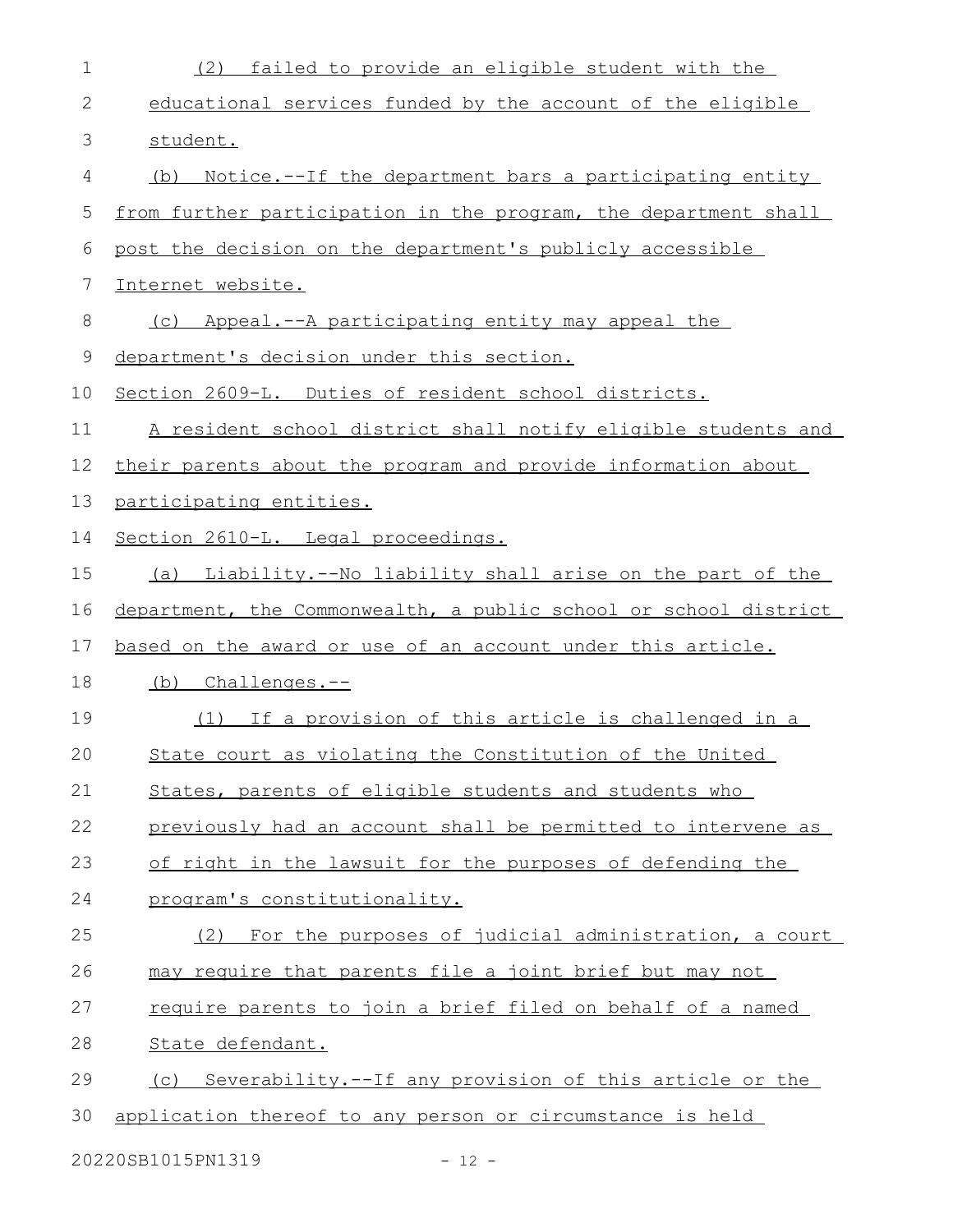(2) failed to provide an eligible student with the educational services funded by the account of the eligible student.

(b) Notice.--If the department bars a participating entity from further participation in the program, the department shall post the decision on the department's publicly accessible Internet website.

(c) Appeal.--A participating entity may appeal the department's decision under this section.

Section 2609-L. Duties of resident school districts.

A resident school district shall notify eligible students and their parents about the program and provide information about participating entities.

Section 2610-L. Legal proceedings.

(a) Liability.--No liability shall arise on the part of the department, the Commonwealth, a public school or school district based on the award or use of an account under this article.

(b) Challenges.--

(1) If a provision of this article is challenged in a State court as violating the Constitution of the United States, parents of eligible students and students who previously had an account shall be permitted to intervene as of right in the lawsuit for the purposes of defending the program's constitutionality.

(2) For the purposes of judicial administration, a court may require that parents file a joint brief but may not require parents to join a brief filed on behalf of a named State defendant.

(c) Severability.--If any provision of this article or the application thereof to any person or circumstance is held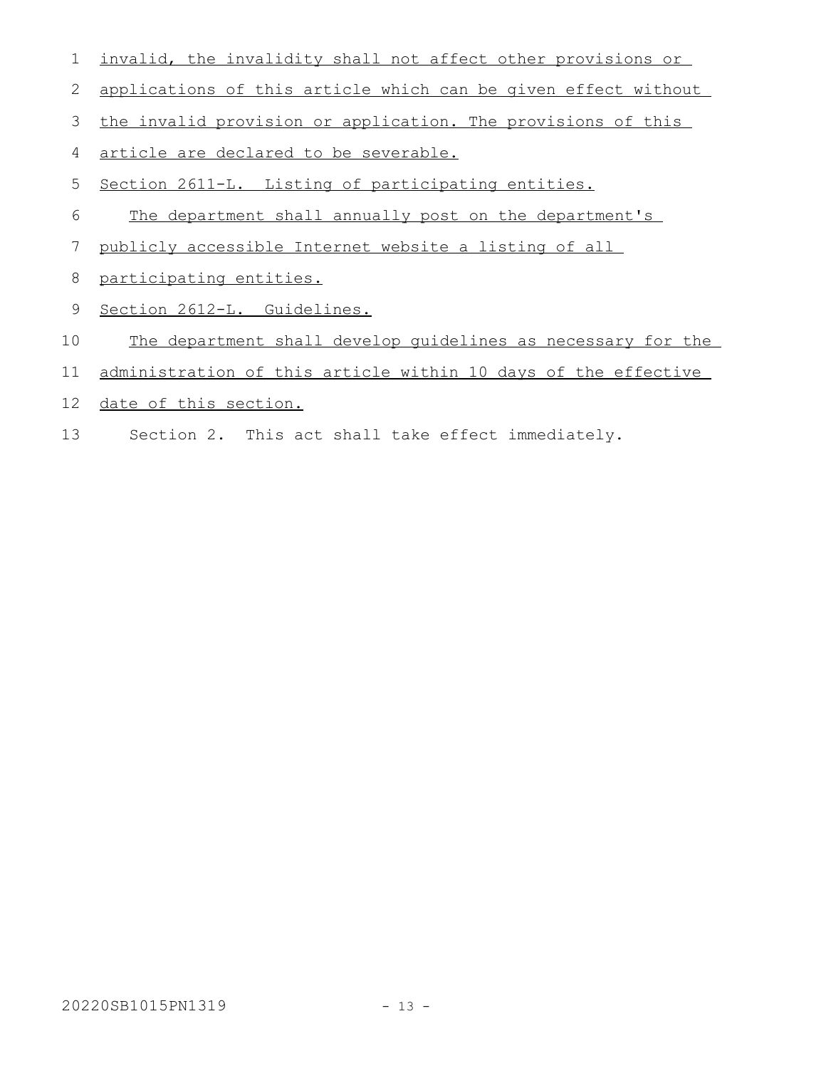invalid, the invalidity shall not affect other provisions or applications of this article which can be given effect without the invalid provision or application. The provisions of this article are declared to be severable.

Section 2611-L. Listing of participating entities.

The department shall annually post on the department's publicly accessible Internet website a listing of all participating entities.

Section 2612-L. Guidelines.

The department shall develop guidelines as necessary for the administration of this article within 10 days of the effective date of this section.

Section 2. This act shall take effect immediately.